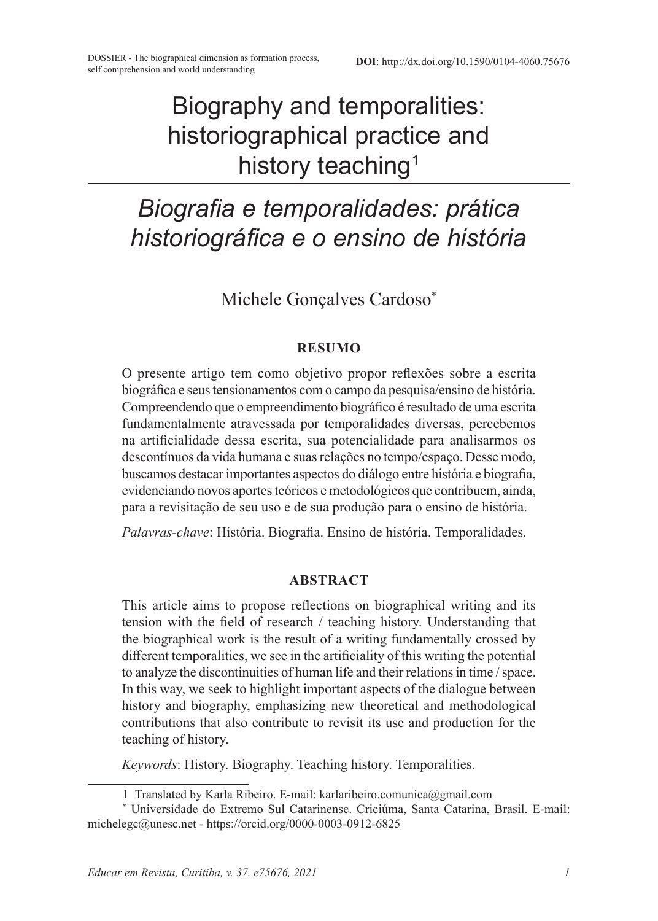DOSSIER - The biographical dimension as formation process, self comprehension and world understanding

**DOI**: http://dx.doi.org/10.1590/0104-4060.75676

# Biography and temporalities: historiographical practice and history teaching[1]

# *Biografia e temporalidades: prática historiográfica e o ensino de história*

Michele Gonçalves Cardoso[*]

## RESUMO

O presente artigo tem como objetivo propor reflexões sobre a escrita biográfica e seus tensionamentos com o campo da pesquisa/ensino de história. Compreendendo que o empreendimento biográfico é resultado de uma escrita fundamentalmente atravessada por temporalidades diversas, percebemos na artificialidade dessa escrita, sua potencialidade para analisarmos os descontínuos da vida humana e suas relações no tempo/espaço. Desse modo, buscamos destacar importantes aspectos do diálogo entre história e biografia, evidenciando novos aportes teóricos e metodológicos que contribuem, ainda, para a revisitação de seu uso e de sua produção para o ensino de história.

*Palavras-chave*: História. Biografia. Ensino de história. Temporalidades.

## ABSTRACT

This article aims to propose reflections on biographical writing and its tension with the field of research / teaching history. Understanding that the biographical work is the result of a writing fundamentally crossed by different temporalities, we see in the artificiality of this writing the potential to analyze the discontinuities of human life and their relations in time / space. In this way, we seek to highlight important aspects of the dialogue between history and biography, emphasizing new theoretical and methodological contributions that also contribute to revisit its use and production for the teaching of history.

*Keywords*: History. Biography. Teaching history. Temporalities.

---

1 Translated by Karla Ribeiro. E-mail: karlaribeiro.comunica@gmail.com

[*] Universidade do Extremo Sul Catarinense. Criciúma, Santa Catarina, Brasil. E-mail: michelegc@unesc.net - https://orcid.org/0000-0003-0912-6825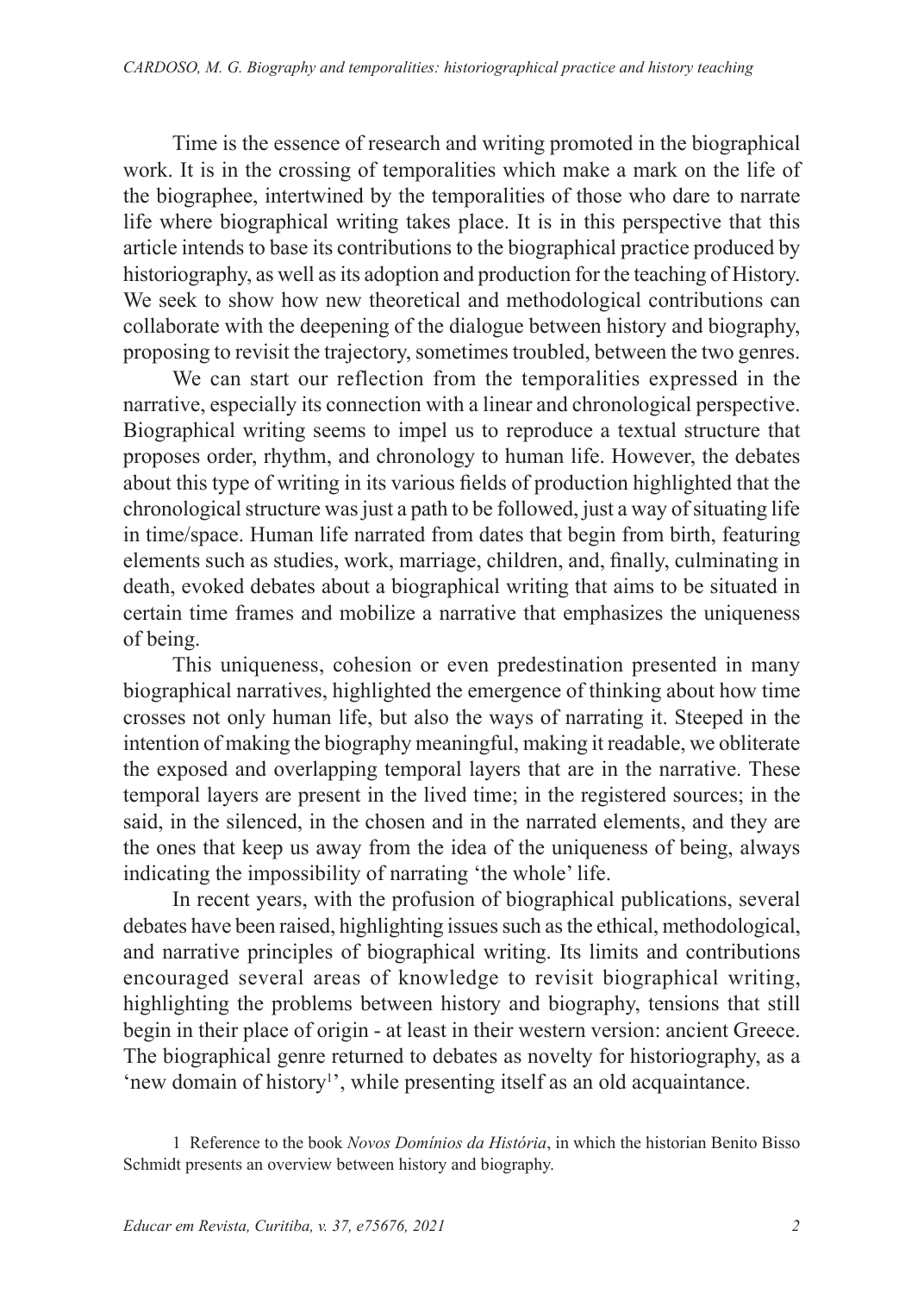Time is the essence of research and writing promoted in the biographical work. It is in the crossing of temporalities which make a mark on the life of the biographee, intertwined by the temporalities of those who dare to narrate life where biographical writing takes place. It is in this perspective that this article intends to base its contributions to the biographical practice produced by historiography, as well as its adoption and production for the teaching of History. We seek to show how new theoretical and methodological contributions can collaborate with the deepening of the dialogue between history and biography, proposing to revisit the trajectory, sometimes troubled, between the two genres.

We can start our reflection from the temporalities expressed in the narrative, especially its connection with a linear and chronological perspective. Biographical writing seems to impel us to reproduce a textual structure that proposes order, rhythm, and chronology to human life. However, the debates about this type of writing in its various fields of production highlighted that the chronological structure was just a path to be followed, just a way of situating life in time/space. Human life narrated from dates that begin from birth, featuring elements such as studies, work, marriage, children, and, finally, culminating in death, evoked debates about a biographical writing that aims to be situated in certain time frames and mobilize a narrative that emphasizes the uniqueness of being.

This uniqueness, cohesion or even predestination presented in many biographical narratives, highlighted the emergence of thinking about how time crosses not only human life, but also the ways of narrating it. Steeped in the intention of making the biography meaningful, making it readable, we obliterate the exposed and overlapping temporal layers that are in the narrative. These temporal layers are present in the lived time; in the registered sources; in the said, in the silenced, in the chosen and in the narrated elements, and they are the ones that keep us away from the idea of the uniqueness of being, always indicating the impossibility of narrating 'the whole' life.

In recent years, with the profusion of biographical publications, several debates have been raised, highlighting issues such as the ethical, methodological, and narrative principles of biographical writing. Its limits and contributions encouraged several areas of knowledge to revisit biographical writing, highlighting the problems between history and biography, tensions that still begin in their place of origin - at least in their western version: ancient Greece. The biographical genre returned to debates as novelty for historiography, as a 'new domain of history[1]', while presenting itself as an old acquaintance.

1 Reference to the book *Novos Domínios da História*, in which the historian Benito Bisso Schmidt presents an overview between history and biography.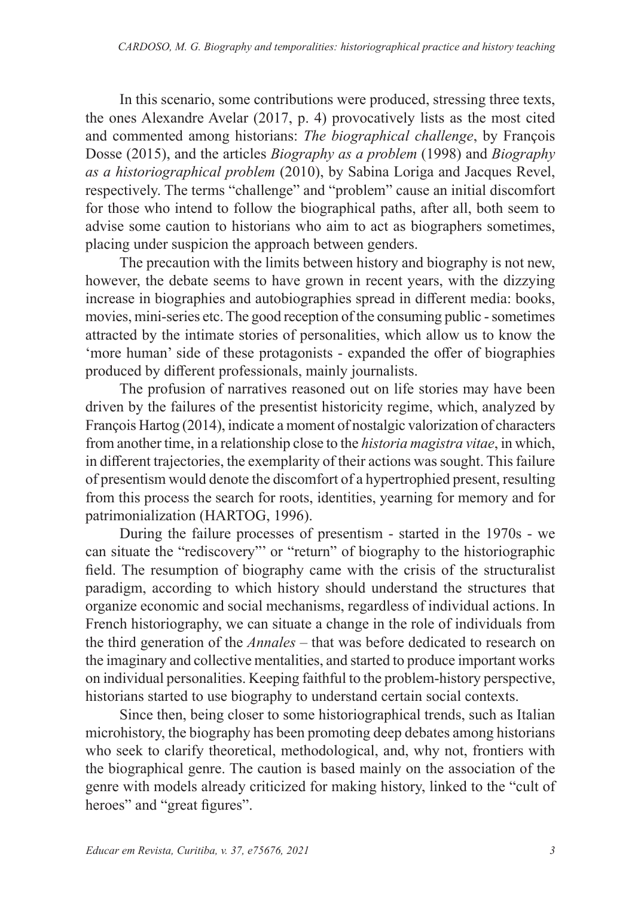In this scenario, some contributions were produced, stressing three texts, the ones Alexandre Avelar (2017, p. 4) provocatively lists as the most cited and commented among historians: *The biographical challenge*, by François Dosse (2015), and the articles *Biography as a problem* (1998) and *Biography as a historiographical problem* (2010), by Sabina Loriga and Jacques Revel, respectively. The terms "challenge" and "problem" cause an initial discomfort for those who intend to follow the biographical paths, after all, both seem to advise some caution to historians who aim to act as biographers sometimes, placing under suspicion the approach between genders.

The precaution with the limits between history and biography is not new, however, the debate seems to have grown in recent years, with the dizzying increase in biographies and autobiographies spread in different media: books, movies, mini-series etc. The good reception of the consuming public - sometimes attracted by the intimate stories of personalities, which allow us to know the 'more human' side of these protagonists - expanded the offer of biographies produced by different professionals, mainly journalists.

The profusion of narratives reasoned out on life stories may have been driven by the failures of the presentist historicity regime, which, analyzed by François Hartog (2014), indicate a moment of nostalgic valorization of characters from another time, in a relationship close to the *historia magistra vitae*, in which, in different trajectories, the exemplarity of their actions was sought. This failure of presentism would denote the discomfort of a hypertrophied present, resulting from this process the search for roots, identities, yearning for memory and for patrimonialization (HARTOG, 1996).

During the failure processes of presentism - started in the 1970s - we can situate the "rediscovery"' or "return" of biography to the historiographic field. The resumption of biography came with the crisis of the structuralist paradigm, according to which history should understand the structures that organize economic and social mechanisms, regardless of individual actions. In French historiography, we can situate a change in the role of individuals from the third generation of the *Annales* – that was before dedicated to research on the imaginary and collective mentalities, and started to produce important works on individual personalities. Keeping faithful to the problem-history perspective, historians started to use biography to understand certain social contexts.

Since then, being closer to some historiographical trends, such as Italian microhistory, the biography has been promoting deep debates among historians who seek to clarify theoretical, methodological, and, why not, frontiers with the biographical genre. The caution is based mainly on the association of the genre with models already criticized for making history, linked to the "cult of heroes" and "great figures".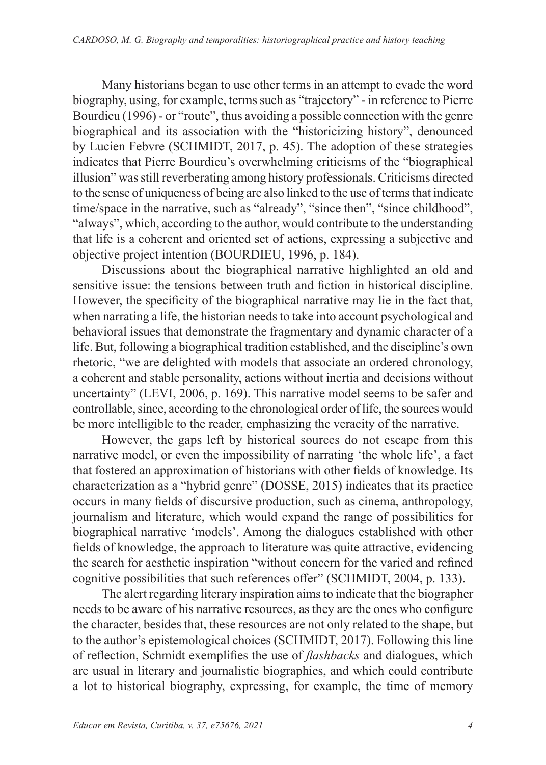Many historians began to use other terms in an attempt to evade the word biography, using, for example, terms such as "trajectory" - in reference to Pierre Bourdieu (1996) - or "route", thus avoiding a possible connection with the genre biographical and its association with the "historicizing history", denounced by Lucien Febvre (SCHMIDT, 2017, p. 45). The adoption of these strategies indicates that Pierre Bourdieu's overwhelming criticisms of the "biographical illusion" was still reverberating among history professionals. Criticisms directed to the sense of uniqueness of being are also linked to the use of terms that indicate time/space in the narrative, such as "already", "since then", "since childhood", "always", which, according to the author, would contribute to the understanding that life is a coherent and oriented set of actions, expressing a subjective and objective project intention (BOURDIEU, 1996, p. 184).

Discussions about the biographical narrative highlighted an old and sensitive issue: the tensions between truth and fiction in historical discipline. However, the specificity of the biographical narrative may lie in the fact that, when narrating a life, the historian needs to take into account psychological and behavioral issues that demonstrate the fragmentary and dynamic character of a life. But, following a biographical tradition established, and the discipline's own rhetoric, "we are delighted with models that associate an ordered chronology, a coherent and stable personality, actions without inertia and decisions without uncertainty" (LEVI, 2006, p. 169). This narrative model seems to be safer and controllable, since, according to the chronological order of life, the sources would be more intelligible to the reader, emphasizing the veracity of the narrative.

However, the gaps left by historical sources do not escape from this narrative model, or even the impossibility of narrating 'the whole life', a fact that fostered an approximation of historians with other fields of knowledge. Its characterization as a "hybrid genre" (DOSSE, 2015) indicates that its practice occurs in many fields of discursive production, such as cinema, anthropology, journalism and literature, which would expand the range of possibilities for biographical narrative 'models'. Among the dialogues established with other fields of knowledge, the approach to literature was quite attractive, evidencing the search for aesthetic inspiration "without concern for the varied and refined cognitive possibilities that such references offer" (SCHMIDT, 2004, p. 133).

The alert regarding literary inspiration aims to indicate that the biographer needs to be aware of his narrative resources, as they are the ones who configure the character, besides that, these resources are not only related to the shape, but to the author's epistemological choices (SCHMIDT, 2017). Following this line of reflection, Schmidt exemplifies the use of *flashbacks* and dialogues, which are usual in literary and journalistic biographies, and which could contribute a lot to historical biography, expressing, for example, the time of memory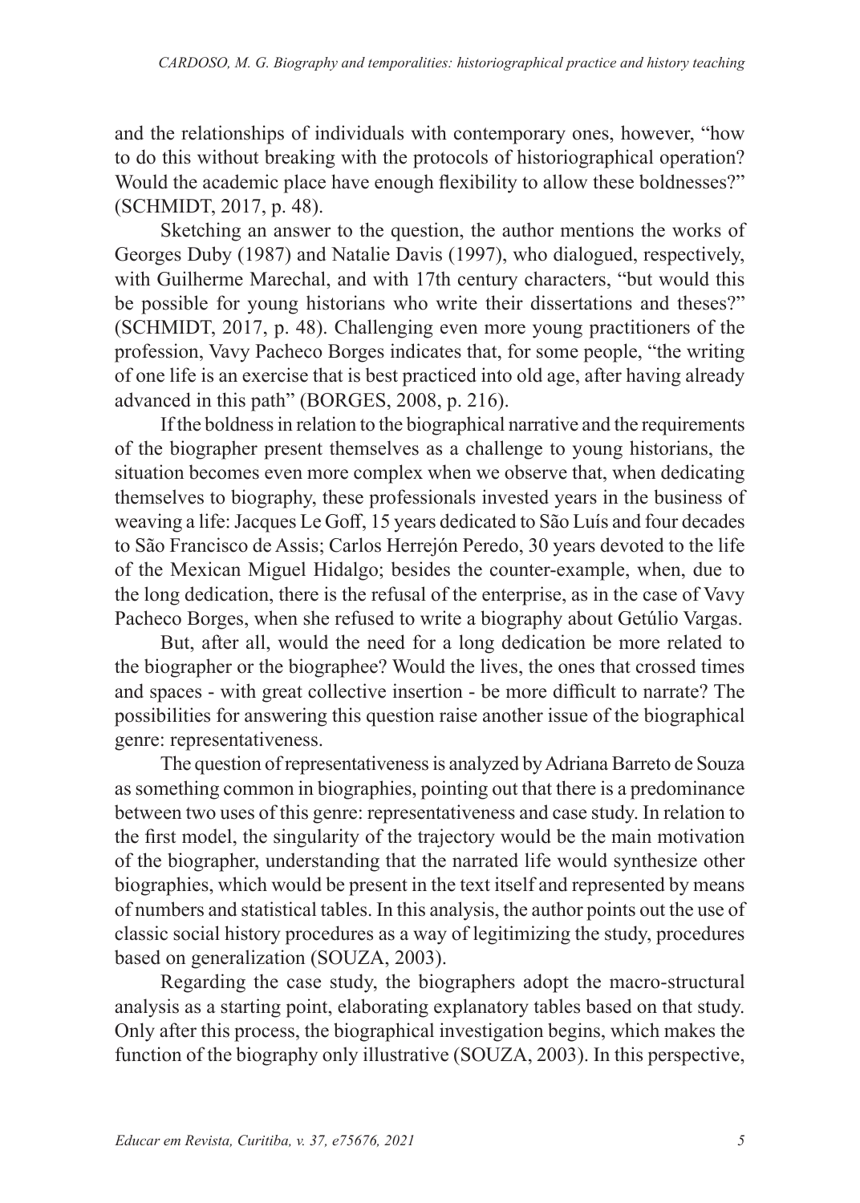and the relationships of individuals with contemporary ones, however, "how to do this without breaking with the protocols of historiographical operation? Would the academic place have enough flexibility to allow these boldnesses?" (SCHMIDT, 2017, p. 48).

Sketching an answer to the question, the author mentions the works of Georges Duby (1987) and Natalie Davis (1997), who dialogued, respectively, with Guilherme Marechal, and with 17th century characters, "but would this be possible for young historians who write their dissertations and theses?" (SCHMIDT, 2017, p. 48). Challenging even more young practitioners of the profession, Vavy Pacheco Borges indicates that, for some people, "the writing of one life is an exercise that is best practiced into old age, after having already advanced in this path" (BORGES, 2008, p. 216).

If the boldness in relation to the biographical narrative and the requirements of the biographer present themselves as a challenge to young historians, the situation becomes even more complex when we observe that, when dedicating themselves to biography, these professionals invested years in the business of weaving a life: Jacques Le Goff, 15 years dedicated to São Luís and four decades to São Francisco de Assis; Carlos Herrejón Peredo, 30 years devoted to the life of the Mexican Miguel Hidalgo; besides the counter-example, when, due to the long dedication, there is the refusal of the enterprise, as in the case of Vavy Pacheco Borges, when she refused to write a biography about Getúlio Vargas.

But, after all, would the need for a long dedication be more related to the biographer or the biographee? Would the lives, the ones that crossed times and spaces - with great collective insertion - be more difficult to narrate? The possibilities for answering this question raise another issue of the biographical genre: representativeness.

The question of representativeness is analyzed by Adriana Barreto de Souza as something common in biographies, pointing out that there is a predominance between two uses of this genre: representativeness and case study. In relation to the first model, the singularity of the trajectory would be the main motivation of the biographer, understanding that the narrated life would synthesize other biographies, which would be present in the text itself and represented by means of numbers and statistical tables. In this analysis, the author points out the use of classic social history procedures as a way of legitimizing the study, procedures based on generalization (SOUZA, 2003).

Regarding the case study, the biographers adopt the macro-structural analysis as a starting point, elaborating explanatory tables based on that study. Only after this process, the biographical investigation begins, which makes the function of the biography only illustrative (SOUZA, 2003). In this perspective,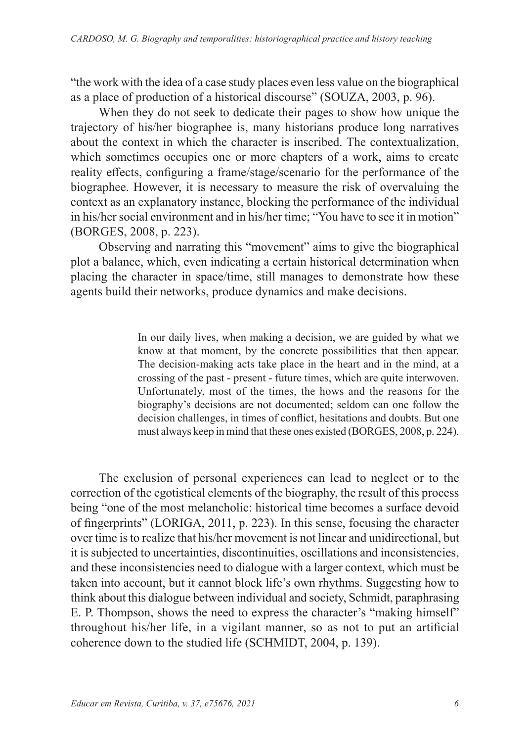"the work with the idea of a case study places even less value on the biographical as a place of production of a historical discourse" (SOUZA, 2003, p. 96).

When they do not seek to dedicate their pages to show how unique the trajectory of his/her biographee is, many historians produce long narratives about the context in which the character is inscribed. The contextualization, which sometimes occupies one or more chapters of a work, aims to create reality effects, configuring a frame/stage/scenario for the performance of the biographee. However, it is necessary to measure the risk of overvaluing the context as an explanatory instance, blocking the performance of the individual in his/her social environment and in his/her time; "You have to see it in motion" (BORGES, 2008, p. 223).

Observing and narrating this "movement" aims to give the biographical plot a balance, which, even indicating a certain historical determination when placing the character in space/time, still manages to demonstrate how these agents build their networks, produce dynamics and make decisions.

> In our daily lives, when making a decision, we are guided by what we know at that moment, by the concrete possibilities that then appear. The decision-making acts take place in the heart and in the mind, at a crossing of the past - present - future times, which are quite interwoven. Unfortunately, most of the times, the hows and the reasons for the biography's decisions are not documented; seldom can one follow the decision challenges, in times of conflict, hesitations and doubts. But one must always keep in mind that these ones existed (BORGES, 2008, p. 224).

The exclusion of personal experiences can lead to neglect or to the correction of the egotistical elements of the biography, the result of this process being "one of the most melancholic: historical time becomes a surface devoid of fingerprints" (LORIGA, 2011, p. 223). In this sense, focusing the character over time is to realize that his/her movement is not linear and unidirectional, but it is subjected to uncertainties, discontinuities, oscillations and inconsistencies, and these inconsistencies need to dialogue with a larger context, which must be taken into account, but it cannot block life's own rhythms. Suggesting how to think about this dialogue between individual and society, Schmidt, paraphrasing E. P. Thompson, shows the need to express the character's "making himself" throughout his/her life, in a vigilant manner, so as not to put an artificial coherence down to the studied life (SCHMIDT, 2004, p. 139).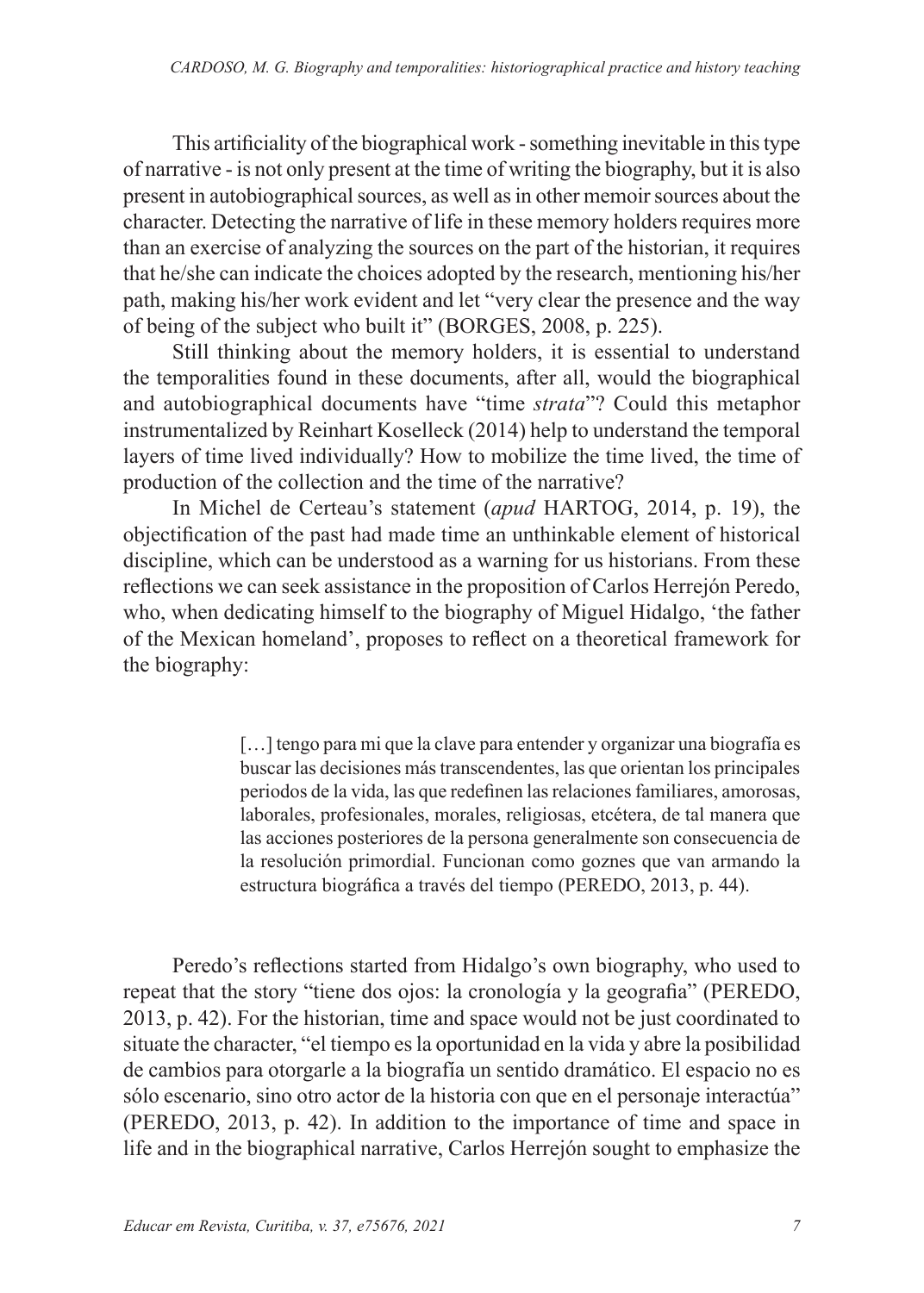This artificiality of the biographical work - something inevitable in this type of narrative - is not only present at the time of writing the biography, but it is also present in autobiographical sources, as well as in other memoir sources about the character. Detecting the narrative of life in these memory holders requires more than an exercise of analyzing the sources on the part of the historian, it requires that he/she can indicate the choices adopted by the research, mentioning his/her path, making his/her work evident and let "very clear the presence and the way of being of the subject who built it" (BORGES, 2008, p. 225).

Still thinking about the memory holders, it is essential to understand the temporalities found in these documents, after all, would the biographical and autobiographical documents have "time *strata*"? Could this metaphor instrumentalized by Reinhart Koselleck (2014) help to understand the temporal layers of time lived individually? How to mobilize the time lived, the time of production of the collection and the time of the narrative?

In Michel de Certeau's statement (*apud* HARTOG, 2014, p. 19), the objectification of the past had made time an unthinkable element of historical discipline, which can be understood as a warning for us historians. From these reflections we can seek assistance in the proposition of Carlos Herrejón Peredo, who, when dedicating himself to the biography of Miguel Hidalgo, 'the father of the Mexican homeland', proposes to reflect on a theoretical framework for the biography:

> […] tengo para mi que la clave para entender y organizar una biografía es buscar las decisiones más transcendentes, las que orientan los principales periodos de la vida, las que redefinen las relaciones familiares, amorosas, laborales, profesionales, morales, religiosas, etcétera, de tal manera que las acciones posteriores de la persona generalmente son consecuencia de la resolución primordial. Funcionan como goznes que van armando la estructura biográfica a través del tiempo (PEREDO, 2013, p. 44).

Peredo's reflections started from Hidalgo's own biography, who used to repeat that the story "tiene dos ojos: la cronología y la geografia" (PEREDO, 2013, p. 42). For the historian, time and space would not be just coordinated to situate the character, "el tiempo es la oportunidad en la vida y abre la posibilidad de cambios para otorgarle a la biografía un sentido dramático. El espacio no es sólo escenario, sino otro actor de la historia con que en el personaje interactúa" (PEREDO, 2013, p. 42). In addition to the importance of time and space in life and in the biographical narrative, Carlos Herrejón sought to emphasize the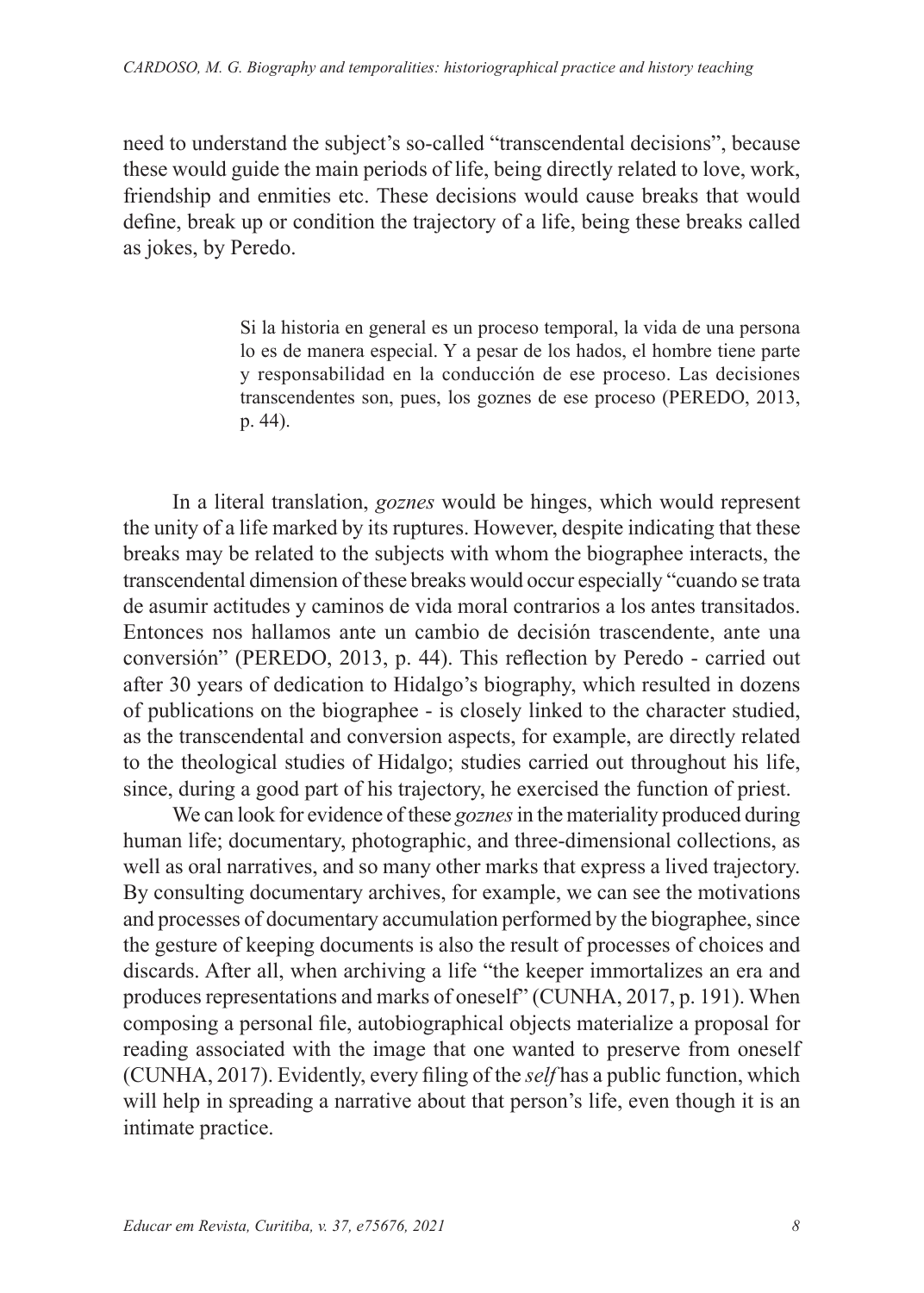need to understand the subject's so-called "transcendental decisions", because these would guide the main periods of life, being directly related to love, work, friendship and enmities etc. These decisions would cause breaks that would define, break up or condition the trajectory of a life, being these breaks called as jokes, by Peredo.

> Si la historia en general es un proceso temporal, la vida de una persona lo es de manera especial. Y a pesar de los hados, el hombre tiene parte y responsabilidad en la conducción de ese proceso. Las decisiones transcendentes son, pues, los goznes de ese proceso (PEREDO, 2013, p. 44).

In a literal translation, *goznes* would be hinges, which would represent the unity of a life marked by its ruptures. However, despite indicating that these breaks may be related to the subjects with whom the biographee interacts, the transcendental dimension of these breaks would occur especially "cuando se trata de asumir actitudes y caminos de vida moral contrarios a los antes transitados. Entonces nos hallamos ante un cambio de decisión trascendente, ante una conversión" (PEREDO, 2013, p. 44). This reflection by Peredo - carried out after 30 years of dedication to Hidalgo's biography, which resulted in dozens of publications on the biographee - is closely linked to the character studied, as the transcendental and conversion aspects, for example, are directly related to the theological studies of Hidalgo; studies carried out throughout his life, since, during a good part of his trajectory, he exercised the function of priest.

We can look for evidence of these *goznes* in the materiality produced during human life; documentary, photographic, and three-dimensional collections, as well as oral narratives, and so many other marks that express a lived trajectory. By consulting documentary archives, for example, we can see the motivations and processes of documentary accumulation performed by the biographee, since the gesture of keeping documents is also the result of processes of choices and discards. After all, when archiving a life "the keeper immortalizes an era and produces representations and marks of oneself" (CUNHA, 2017, p. 191). When composing a personal file, autobiographical objects materialize a proposal for reading associated with the image that one wanted to preserve from oneself (CUNHA, 2017). Evidently, every filing of the *self* has a public function, which will help in spreading a narrative about that person's life, even though it is an intimate practice.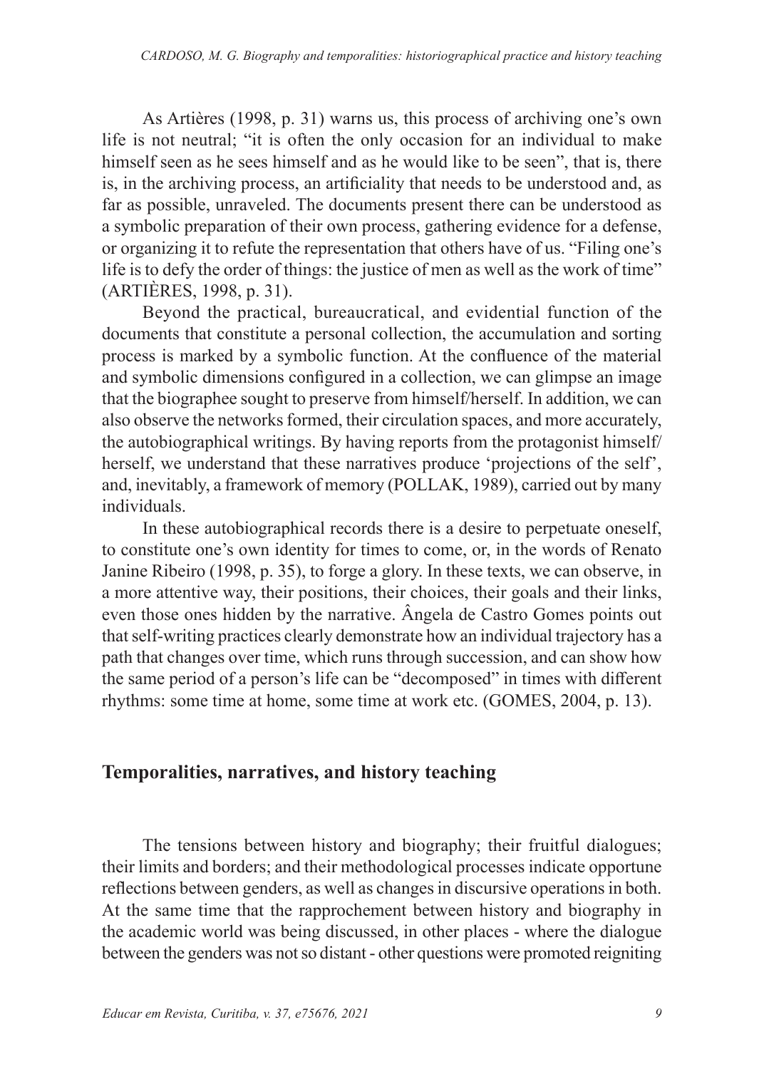As Artières (1998, p. 31) warns us, this process of archiving one's own life is not neutral; "it is often the only occasion for an individual to make himself seen as he sees himself and as he would like to be seen", that is, there is, in the archiving process, an artificiality that needs to be understood and, as far as possible, unraveled. The documents present there can be understood as a symbolic preparation of their own process, gathering evidence for a defense, or organizing it to refute the representation that others have of us. "Filing one's life is to defy the order of things: the justice of men as well as the work of time" (ARTIÈRES, 1998, p. 31).

Beyond the practical, bureaucratical, and evidential function of the documents that constitute a personal collection, the accumulation and sorting process is marked by a symbolic function. At the confluence of the material and symbolic dimensions configured in a collection, we can glimpse an image that the biographee sought to preserve from himself/herself. In addition, we can also observe the networks formed, their circulation spaces, and more accurately, the autobiographical writings. By having reports from the protagonist himself/herself, we understand that these narratives produce 'projections of the self', and, inevitably, a framework of memory (POLLAK, 1989), carried out by many individuals.

In these autobiographical records there is a desire to perpetuate oneself, to constitute one's own identity for times to come, or, in the words of Renato Janine Ribeiro (1998, p. 35), to forge a glory. In these texts, we can observe, in a more attentive way, their positions, their choices, their goals and their links, even those ones hidden by the narrative. Ângela de Castro Gomes points out that self-writing practices clearly demonstrate how an individual trajectory has a path that changes over time, which runs through succession, and can show how the same period of a person's life can be "decomposed" in times with different rhythms: some time at home, some time at work etc. (GOMES, 2004, p. 13).

## Temporalities, narratives, and history teaching

The tensions between history and biography; their fruitful dialogues; their limits and borders; and their methodological processes indicate opportune reflections between genders, as well as changes in discursive operations in both. At the same time that the rapprochement between history and biography in the academic world was being discussed, in other places - where the dialogue between the genders was not so distant - other questions were promoted reigniting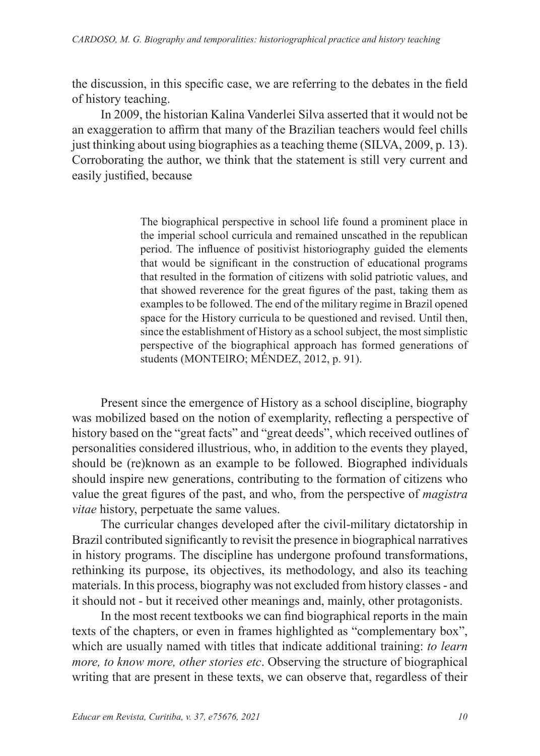the discussion, in this specific case, we are referring to the debates in the field of history teaching.

In 2009, the historian Kalina Vanderlei Silva asserted that it would not be an exaggeration to affirm that many of the Brazilian teachers would feel chills just thinking about using biographies as a teaching theme (SILVA, 2009, p. 13). Corroborating the author, we think that the statement is still very current and easily justified, because

> The biographical perspective in school life found a prominent place in the imperial school curricula and remained unscathed in the republican period. The influence of positivist historiography guided the elements that would be significant in the construction of educational programs that resulted in the formation of citizens with solid patriotic values, and that showed reverence for the great figures of the past, taking them as examples to be followed. The end of the military regime in Brazil opened space for the History curricula to be questioned and revised. Until then, since the establishment of History as a school subject, the most simplistic perspective of the biographical approach has formed generations of students (MONTEIRO; MÉNDEZ, 2012, p. 91).

Present since the emergence of History as a school discipline, biography was mobilized based on the notion of exemplarity, reflecting a perspective of history based on the "great facts" and "great deeds", which received outlines of personalities considered illustrious, who, in addition to the events they played, should be (re)known as an example to be followed. Biographed individuals should inspire new generations, contributing to the formation of citizens who value the great figures of the past, and who, from the perspective of *magistra vitae* history, perpetuate the same values.

The curricular changes developed after the civil-military dictatorship in Brazil contributed significantly to revisit the presence in biographical narratives in history programs. The discipline has undergone profound transformations, rethinking its purpose, its objectives, its methodology, and also its teaching materials. In this process, biography was not excluded from history classes - and it should not - but it received other meanings and, mainly, other protagonists.

In the most recent textbooks we can find biographical reports in the main texts of the chapters, or even in frames highlighted as "complementary box", which are usually named with titles that indicate additional training: *to learn more, to know more, other stories etc*. Observing the structure of biographical writing that are present in these texts, we can observe that, regardless of their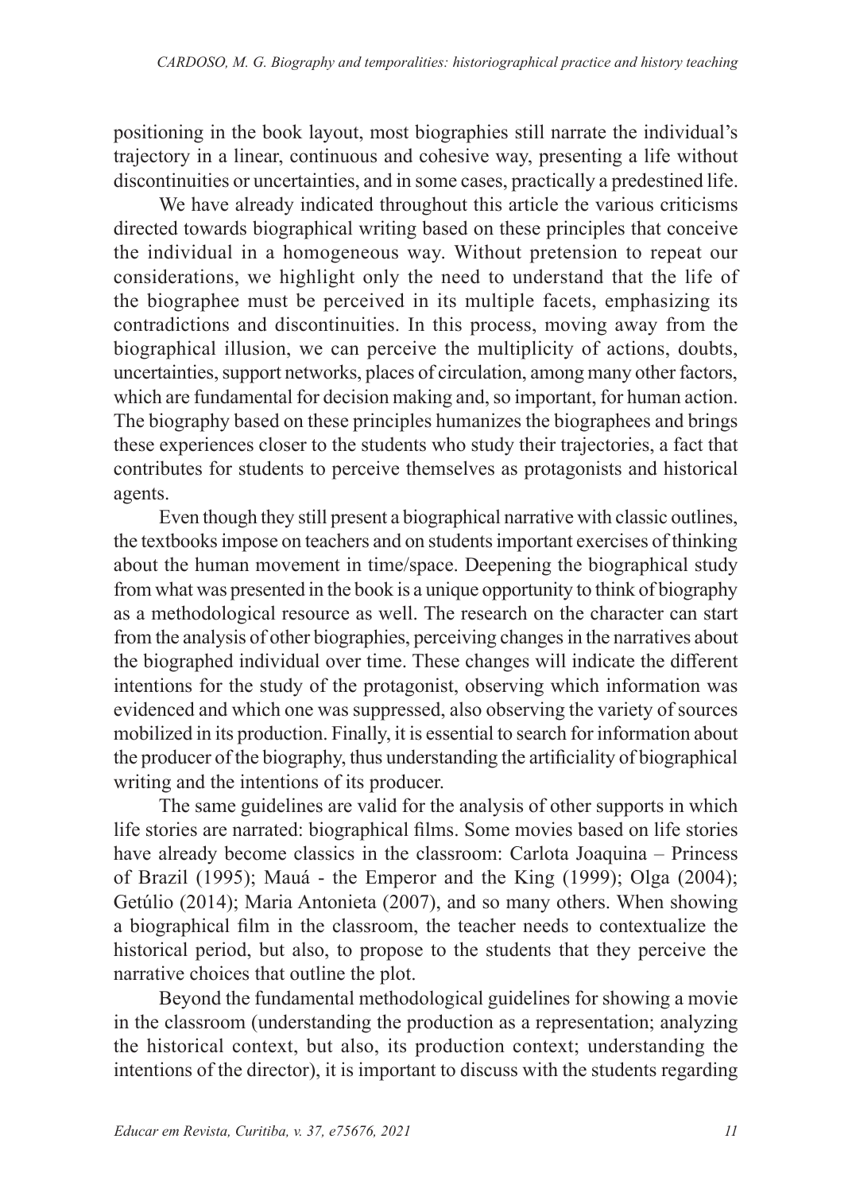positioning in the book layout, most biographies still narrate the individual's trajectory in a linear, continuous and cohesive way, presenting a life without discontinuities or uncertainties, and in some cases, practically a predestined life.

We have already indicated throughout this article the various criticisms directed towards biographical writing based on these principles that conceive the individual in a homogeneous way. Without pretension to repeat our considerations, we highlight only the need to understand that the life of the biographee must be perceived in its multiple facets, emphasizing its contradictions and discontinuities. In this process, moving away from the biographical illusion, we can perceive the multiplicity of actions, doubts, uncertainties, support networks, places of circulation, among many other factors, which are fundamental for decision making and, so important, for human action. The biography based on these principles humanizes the biographees and brings these experiences closer to the students who study their trajectories, a fact that contributes for students to perceive themselves as protagonists and historical agents.

Even though they still present a biographical narrative with classic outlines, the textbooks impose on teachers and on students important exercises of thinking about the human movement in time/space. Deepening the biographical study from what was presented in the book is a unique opportunity to think of biography as a methodological resource as well. The research on the character can start from the analysis of other biographies, perceiving changes in the narratives about the biographed individual over time. These changes will indicate the different intentions for the study of the protagonist, observing which information was evidenced and which one was suppressed, also observing the variety of sources mobilized in its production. Finally, it is essential to search for information about the producer of the biography, thus understanding the artificiality of biographical writing and the intentions of its producer.

The same guidelines are valid for the analysis of other supports in which life stories are narrated: biographical films. Some movies based on life stories have already become classics in the classroom: Carlota Joaquina – Princess of Brazil (1995); Mauá - the Emperor and the King (1999); Olga (2004); Getúlio (2014); Maria Antonieta (2007), and so many others. When showing a biographical film in the classroom, the teacher needs to contextualize the historical period, but also, to propose to the students that they perceive the narrative choices that outline the plot.

Beyond the fundamental methodological guidelines for showing a movie in the classroom (understanding the production as a representation; analyzing the historical context, but also, its production context; understanding the intentions of the director), it is important to discuss with the students regarding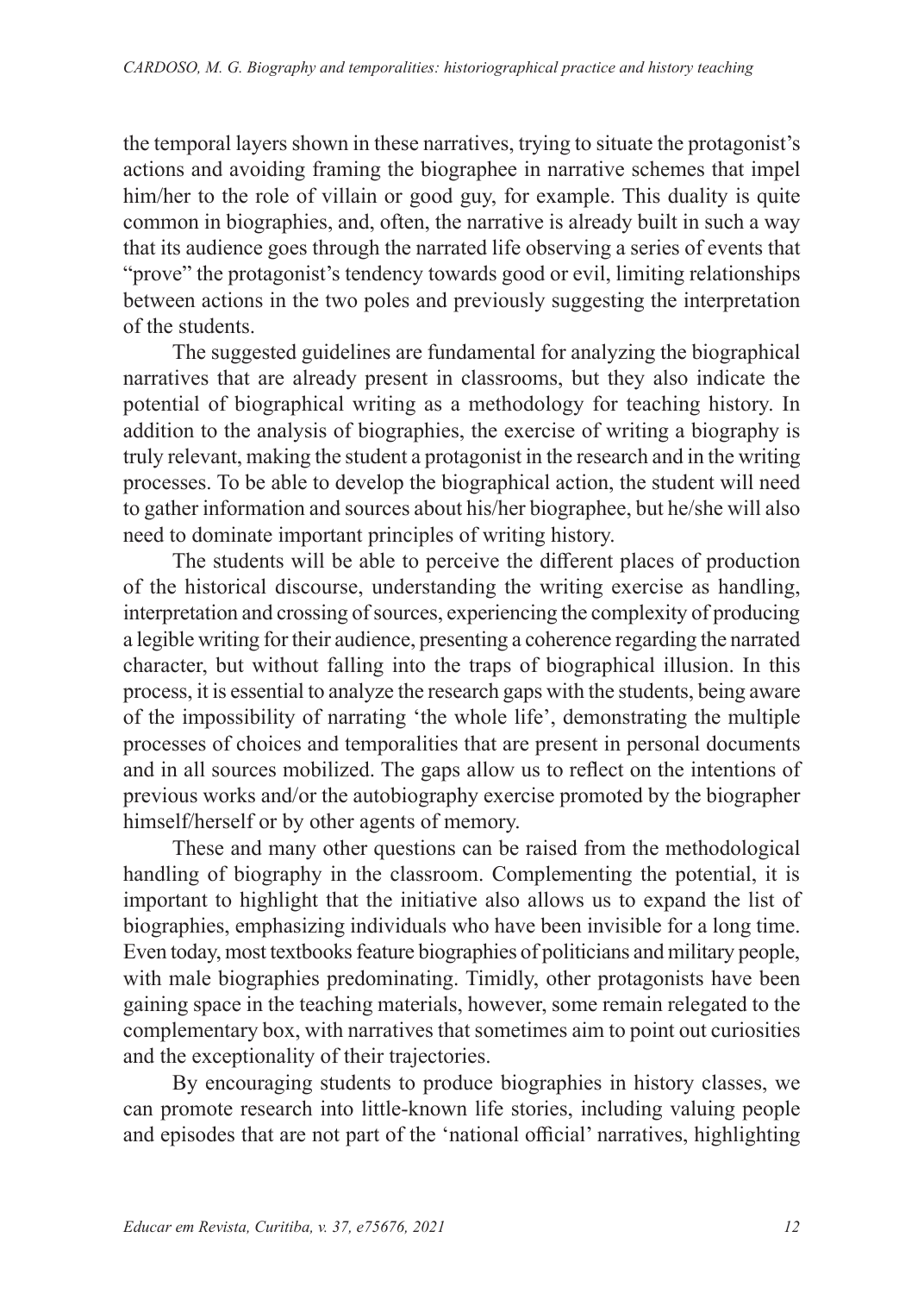the temporal layers shown in these narratives, trying to situate the protagonist's actions and avoiding framing the biographee in narrative schemes that impel him/her to the role of villain or good guy, for example. This duality is quite common in biographies, and, often, the narrative is already built in such a way that its audience goes through the narrated life observing a series of events that "prove" the protagonist's tendency towards good or evil, limiting relationships between actions in the two poles and previously suggesting the interpretation of the students.

The suggested guidelines are fundamental for analyzing the biographical narratives that are already present in classrooms, but they also indicate the potential of biographical writing as a methodology for teaching history. In addition to the analysis of biographies, the exercise of writing a biography is truly relevant, making the student a protagonist in the research and in the writing processes. To be able to develop the biographical action, the student will need to gather information and sources about his/her biographee, but he/she will also need to dominate important principles of writing history.

The students will be able to perceive the different places of production of the historical discourse, understanding the writing exercise as handling, interpretation and crossing of sources, experiencing the complexity of producing a legible writing for their audience, presenting a coherence regarding the narrated character, but without falling into the traps of biographical illusion. In this process, it is essential to analyze the research gaps with the students, being aware of the impossibility of narrating 'the whole life', demonstrating the multiple processes of choices and temporalities that are present in personal documents and in all sources mobilized. The gaps allow us to reflect on the intentions of previous works and/or the autobiography exercise promoted by the biographer himself/herself or by other agents of memory.

These and many other questions can be raised from the methodological handling of biography in the classroom. Complementing the potential, it is important to highlight that the initiative also allows us to expand the list of biographies, emphasizing individuals who have been invisible for a long time. Even today, most textbooks feature biographies of politicians and military people, with male biographies predominating. Timidly, other protagonists have been gaining space in the teaching materials, however, some remain relegated to the complementary box, with narratives that sometimes aim to point out curiosities and the exceptionality of their trajectories.

By encouraging students to produce biographies in history classes, we can promote research into little-known life stories, including valuing people and episodes that are not part of the 'national official' narratives, highlighting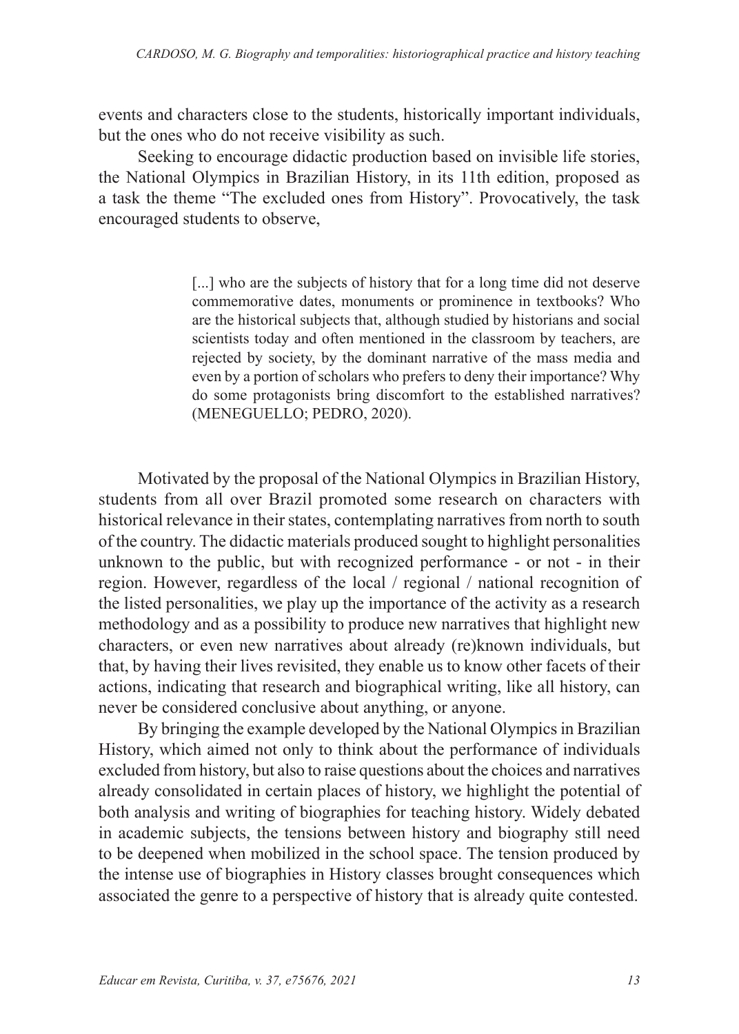events and characters close to the students, historically important individuals, but the ones who do not receive visibility as such.

Seeking to encourage didactic production based on invisible life stories, the National Olympics in Brazilian History, in its 11th edition, proposed as a task the theme "The excluded ones from History". Provocatively, the task encouraged students to observe,

> [...] who are the subjects of history that for a long time did not deserve commemorative dates, monuments or prominence in textbooks? Who are the historical subjects that, although studied by historians and social scientists today and often mentioned in the classroom by teachers, are rejected by society, by the dominant narrative of the mass media and even by a portion of scholars who prefers to deny their importance? Why do some protagonists bring discomfort to the established narratives? (MENEGUELLO; PEDRO, 2020).

Motivated by the proposal of the National Olympics in Brazilian History, students from all over Brazil promoted some research on characters with historical relevance in their states, contemplating narratives from north to south of the country. The didactic materials produced sought to highlight personalities unknown to the public, but with recognized performance - or not - in their region. However, regardless of the local / regional / national recognition of the listed personalities, we play up the importance of the activity as a research methodology and as a possibility to produce new narratives that highlight new characters, or even new narratives about already (re)known individuals, but that, by having their lives revisited, they enable us to know other facets of their actions, indicating that research and biographical writing, like all history, can never be considered conclusive about anything, or anyone.

By bringing the example developed by the National Olympics in Brazilian History, which aimed not only to think about the performance of individuals excluded from history, but also to raise questions about the choices and narratives already consolidated in certain places of history, we highlight the potential of both analysis and writing of biographies for teaching history. Widely debated in academic subjects, the tensions between history and biography still need to be deepened when mobilized in the school space. The tension produced by the intense use of biographies in History classes brought consequences which associated the genre to a perspective of history that is already quite contested.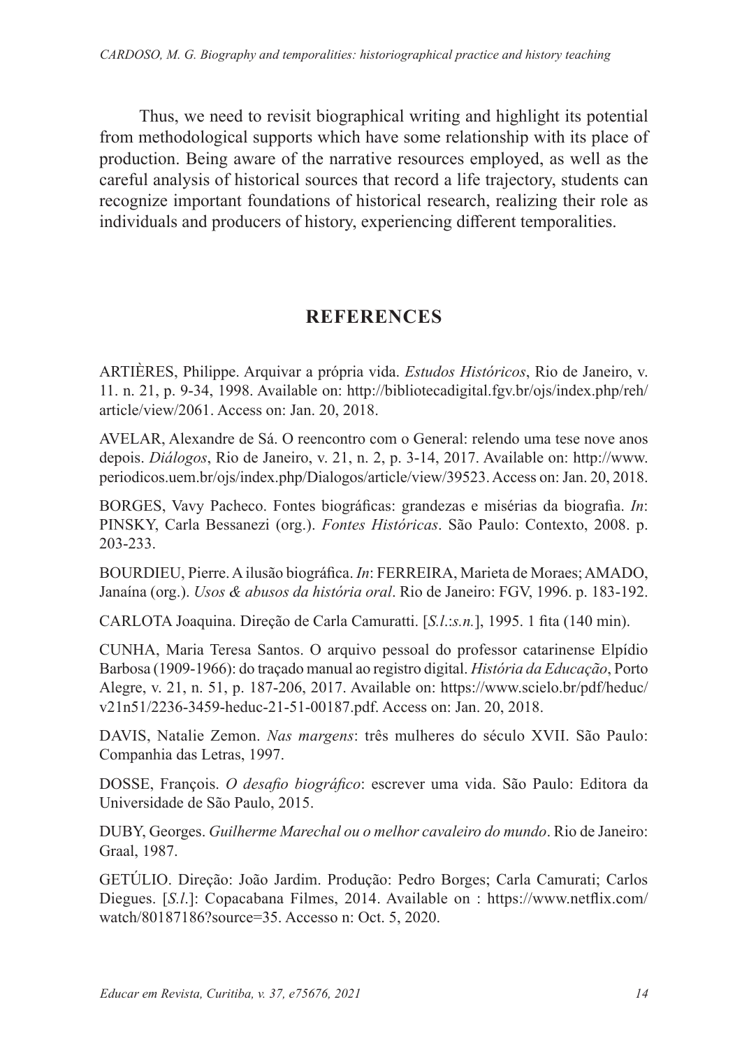Thus, we need to revisit biographical writing and highlight its potential from methodological supports which have some relationship with its place of production. Being aware of the narrative resources employed, as well as the careful analysis of historical sources that record a life trajectory, students can recognize important foundations of historical research, realizing their role as individuals and producers of history, experiencing different temporalities.

## REFERENCES

ARTIÈRES, Philippe. Arquivar a própria vida. *Estudos Históricos*, Rio de Janeiro, v. 11. n. 21, p. 9-34, 1998. Available on: http://bibliotecadigital.fgv.br/ojs/index.php/reh/article/view/2061. Access on: Jan. 20, 2018.

AVELAR, Alexandre de Sá. O reencontro com o General: relendo uma tese nove anos depois. *Diálogos*, Rio de Janeiro, v. 21, n. 2, p. 3-14, 2017. Available on: http://www.periodicos.uem.br/ojs/index.php/Dialogos/article/view/39523. Access on: Jan. 20, 2018.

BORGES, Vavy Pacheco. Fontes biográficas: grandezas e misérias da biografia. *In*: PINSKY, Carla Bessanezi (org.). *Fontes Históricas*. São Paulo: Contexto, 2008. p. 203-233.

BOURDIEU, Pierre. A ilusão biográfica. *In*: FERREIRA, Marieta de Moraes; AMADO, Janaína (org.). *Usos & abusos da história oral*. Rio de Janeiro: FGV, 1996. p. 183-192.

CARLOTA Joaquina. Direção de Carla Camuratti. [*S.l.*:*s.n.*], 1995. 1 fita (140 min).

CUNHA, Maria Teresa Santos. O arquivo pessoal do professor catarinense Elpídio Barbosa (1909-1966): do traçado manual ao registro digital. *História da Educação*, Porto Alegre, v. 21, n. 51, p. 187-206, 2017. Available on: https://www.scielo.br/pdf/heduc/v21n51/2236-3459-heduc-21-51-00187.pdf. Access on: Jan. 20, 2018.

DAVIS, Natalie Zemon. *Nas margens*: três mulheres do século XVII. São Paulo: Companhia das Letras, 1997.

DOSSE, François. *O desafio biográfico*: escrever uma vida. São Paulo: Editora da Universidade de São Paulo, 2015.

DUBY, Georges. *Guilherme Marechal ou o melhor cavaleiro do mundo*. Rio de Janeiro: Graal, 1987.

GETÚLIO. Direção: João Jardim. Produção: Pedro Borges; Carla Camurati; Carlos Diegues. [*S.l.*]: Copacabana Filmes, 2014. Available on : https://www.netflix.com/watch/80187186?source=35. Accesso n: Oct. 5, 2020.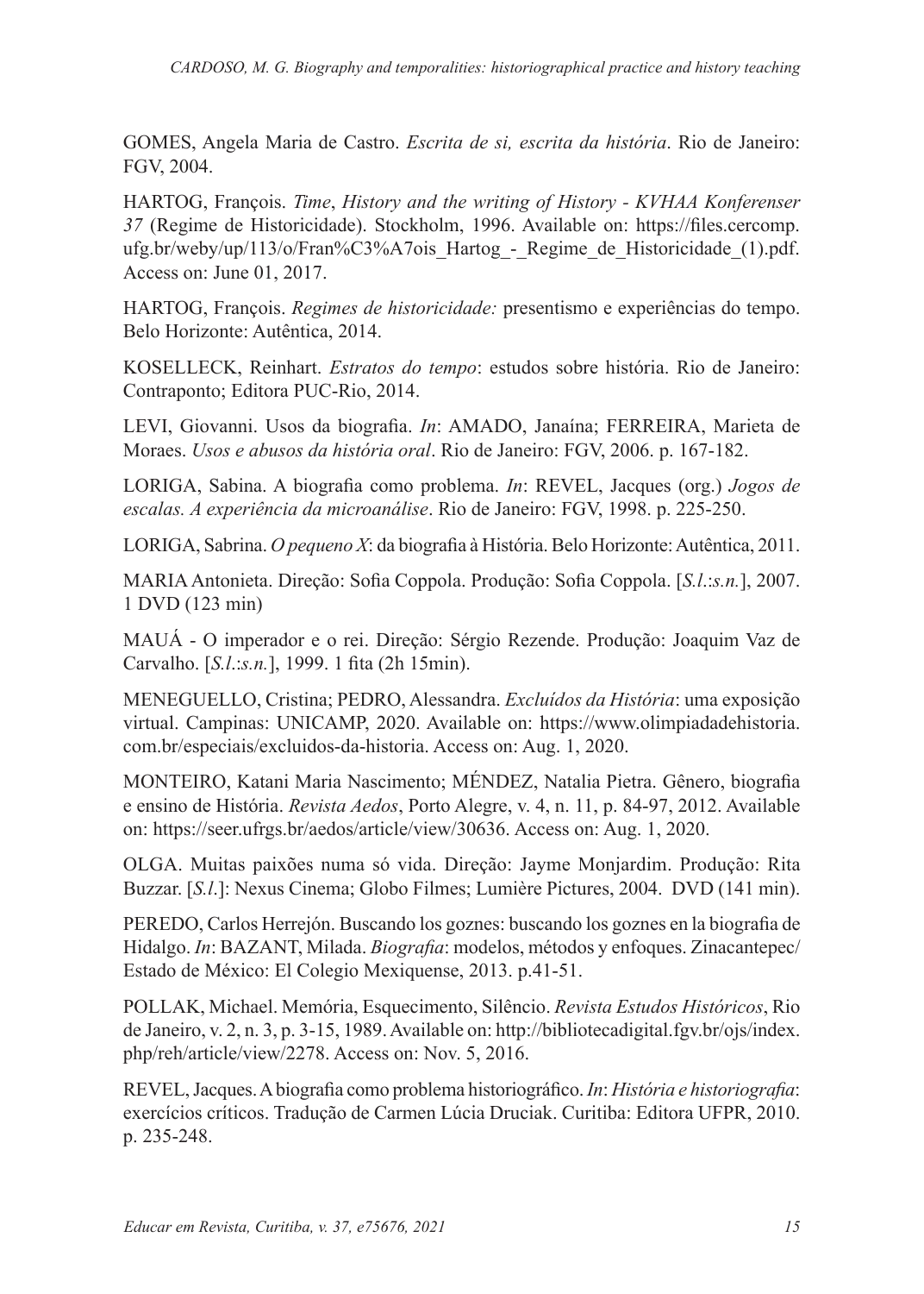GOMES, Angela Maria de Castro. *Escrita de si, escrita da história*. Rio de Janeiro: FGV, 2004.

HARTOG, François. *Time*, *History and the writing of History - KVHAA Konferenser 37* (Regime de Historicidade). Stockholm, 1996. Available on: https://files.cercomp.ufg.br/weby/up/113/o/Fran%C3%A7ois_Hartog_-_Regime_de_Historicidade_(1).pdf. Access on: June 01, 2017.

HARTOG, François. *Regimes de historicidade:* presentismo e experiências do tempo. Belo Horizonte: Autêntica, 2014.

KOSELLECK, Reinhart. *Estratos do tempo*: estudos sobre história. Rio de Janeiro: Contraponto; Editora PUC-Rio, 2014.

LEVI, Giovanni. Usos da biografia. *In*: AMADO, Janaína; FERREIRA, Marieta de Moraes. *Usos e abusos da história oral*. Rio de Janeiro: FGV, 2006. p. 167-182.

LORIGA, Sabina. A biografia como problema. *In*: REVEL, Jacques (org.) *Jogos de escalas. A experiência da microanálise*. Rio de Janeiro: FGV, 1998. p. 225-250.

LORIGA, Sabrina. *O pequeno X*: da biografia à História. Belo Horizonte: Autêntica, 2011.

MARIA Antonieta. Direção: Sofia Coppola. Produção: Sofia Coppola. [*S.l.*:*s.n.*], 2007. 1 DVD (123 min)

MAUÁ - O imperador e o rei. Direção: Sérgio Rezende. Produção: Joaquim Vaz de Carvalho. [*S.l.*:*s.n.*], 1999. 1 fita (2h 15min).

MENEGUELLO, Cristina; PEDRO, Alessandra. *Excluídos da História*: uma exposição virtual. Campinas: UNICAMP, 2020. Available on: https://www.olimpiadadehistoria.com.br/especiais/excluidos-da-historia. Access on: Aug. 1, 2020.

MONTEIRO, Katani Maria Nascimento; MÉNDEZ, Natalia Pietra. Gênero, biografia e ensino de História. *Revista Aedos*, Porto Alegre, v. 4, n. 11, p. 84-97, 2012. Available on: https://seer.ufrgs.br/aedos/article/view/30636. Access on: Aug. 1, 2020.

OLGA. Muitas paixões numa só vida. Direção: Jayme Monjardim. Produção: Rita Buzzar. [*S.l.*]: Nexus Cinema; Globo Filmes; Lumière Pictures, 2004. DVD (141 min).

PEREDO, Carlos Herrejón. Buscando los goznes: buscando los goznes en la biografia de Hidalgo. *In*: BAZANT, Milada. *Biografia*: modelos, métodos y enfoques. Zinacantepec/Estado de México: El Colegio Mexiquense, 2013. p.41-51.

POLLAK, Michael. Memória, Esquecimento, Silêncio. *Revista Estudos Históricos*, Rio de Janeiro, v. 2, n. 3, p. 3-15, 1989. Available on: http://bibliotecadigital.fgv.br/ojs/index.php/reh/article/view/2278. Access on: Nov. 5, 2016.

REVEL, Jacques. A biografia como problema historiográfico. *In*: *História e historiografia*: exercícios críticos. Tradução de Carmen Lúcia Druciak. Curitiba: Editora UFPR, 2010. p. 235-248.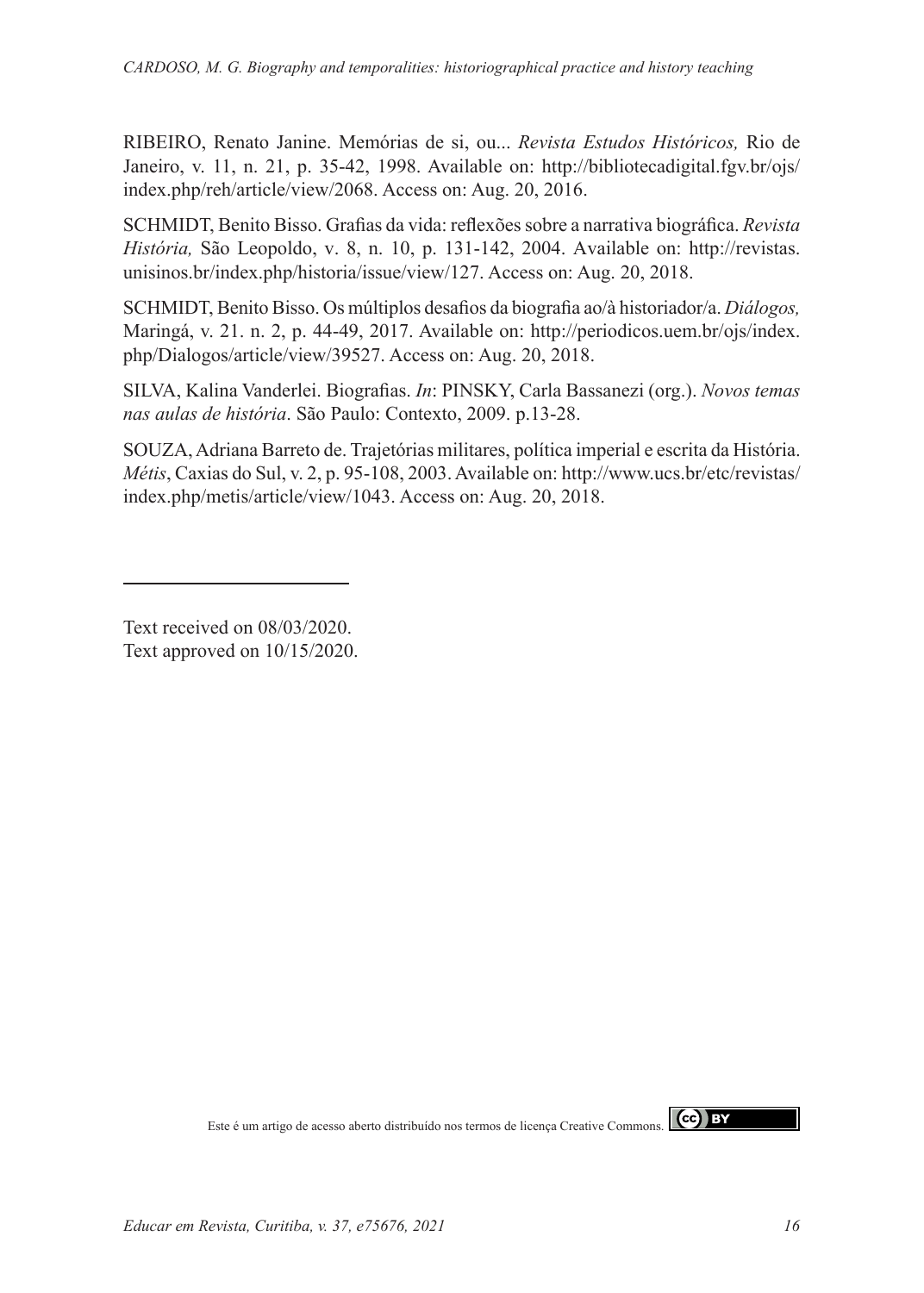RIBEIRO, Renato Janine. Memórias de si, ou... *Revista Estudos Históricos,* Rio de Janeiro, v. 11, n. 21, p. 35-42, 1998. Available on: http://bibliotecadigital.fgv.br/ojs/index.php/reh/article/view/2068. Access on: Aug. 20, 2016.

SCHMIDT, Benito Bisso. Grafias da vida: reflexões sobre a narrativa biográfica. *Revista História,* São Leopoldo, v. 8, n. 10, p. 131-142, 2004. Available on: http://revistas.unisinos.br/index.php/historia/issue/view/127. Access on: Aug. 20, 2018.

SCHMIDT, Benito Bisso. Os múltiplos desafios da biografia ao/à historiador/a. *Diálogos,* Maringá, v. 21. n. 2, p. 44-49, 2017. Available on: http://periodicos.uem.br/ojs/index.php/Dialogos/article/view/39527. Access on: Aug. 20, 2018.

SILVA, Kalina Vanderlei. Biografias. *In*: PINSKY, Carla Bassanezi (org.). *Novos temas nas aulas de história*. São Paulo: Contexto, 2009. p.13-28.

SOUZA, Adriana Barreto de. Trajetórias militares, política imperial e escrita da História. *Métis*, Caxias do Sul, v. 2, p. 95-108, 2003. Available on: http://www.ucs.br/etc/revistas/index.php/metis/article/view/1043. Access on: Aug. 20, 2018.

---

Text received on 08/03/2020.
Text approved on 10/15/2020.

Este é um artigo de acesso aberto distribuído nos termos de licença Creative Commons.